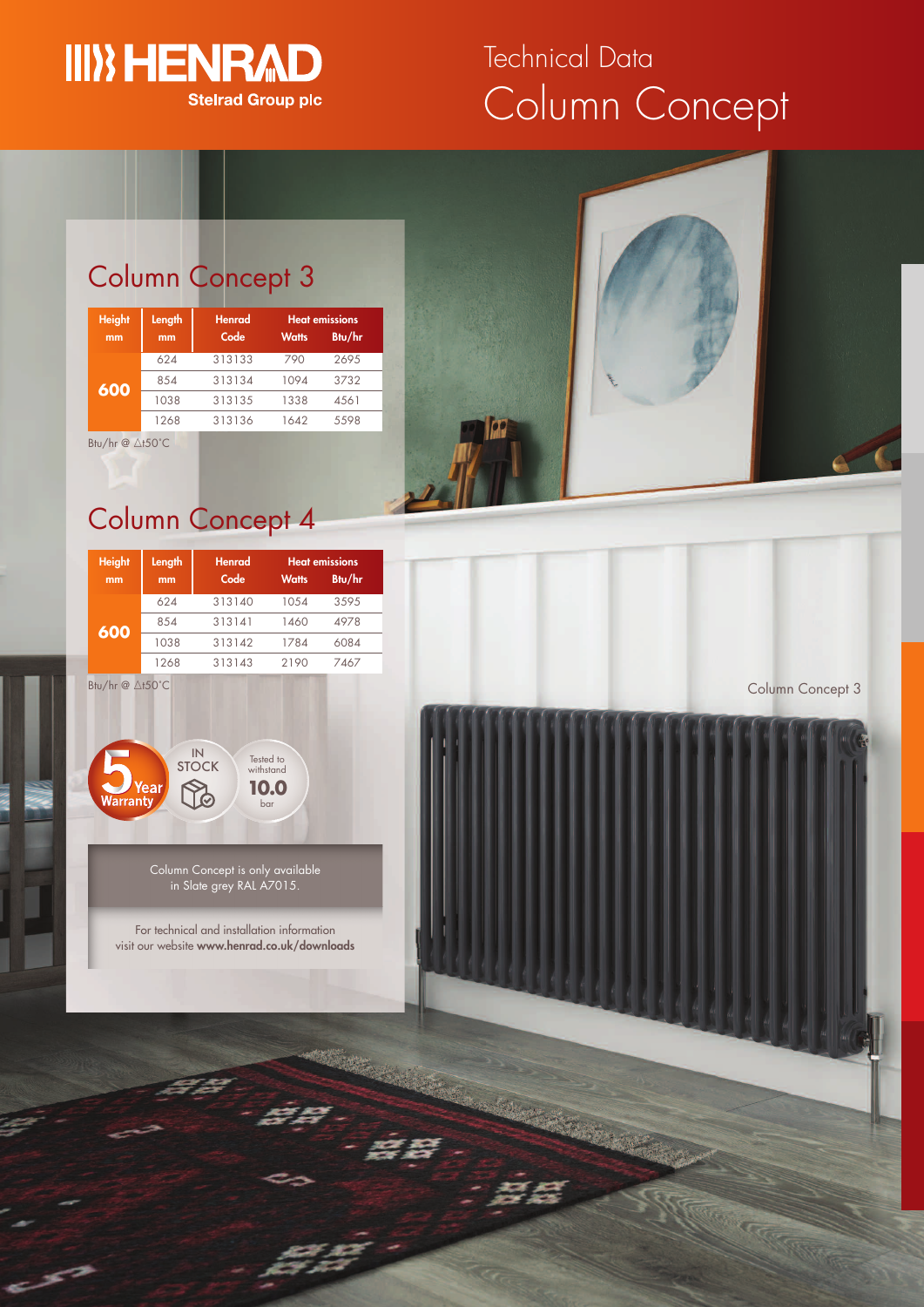HENRAD
Stelrad Group plc

# Technical Data
# Column Concept

## Column Concept 3

| Height mm | Length mm | Henrad Code | Heat emissions Watts | Heat emissions Btu/hr |
|---|---|---|---|---|
| 600 | 624 | 313133 | 790 | 2695 |
| | 854 | 313134 | 1094 | 3732 |
| | 1038 | 313135 | 1338 | 4561 |
| | 1268 | 313136 | 1642 | 5598 |

Btu/hr @ ∆t50°C

## Column Concept 4

| Height mm | Length mm | Henrad Code | Heat emissions Watts | Heat emissions Btu/hr |
|---|---|---|---|---|
| 600 | 624 | 313140 | 1054 | 3595 |
| | 854 | 313141 | 1460 | 4978 |
| | 1038 | 313142 | 1784 | 6084 |
| | 1268 | 313143 | 2190 | 7467 |

Btu/hr @ ∆t50°C

5 Year Warranty

IN STOCK

Tested to withstand 10.0 bar

Column Concept is only available in Slate grey RAL A7015.

For technical and installation information visit our website **www.henrad.co.uk/downloads**

Column Concept 3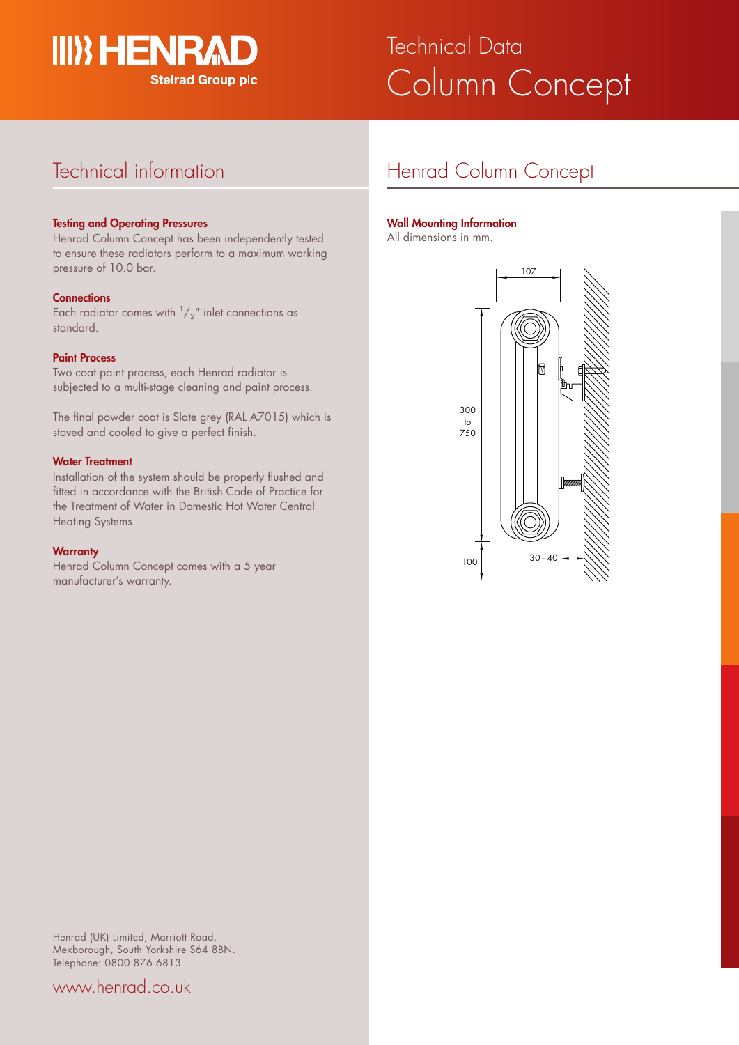# Technical Data
# Column Concept

## Technical information

**Testing and Operating Pressures**
Henrad Column Concept has been independently tested to ensure these radiators perform to a maximum working pressure of 10.0 bar.

**Connections**
Each radiator comes with $^{1}/_{2}$" inlet connections as standard.

**Paint Process**
Two coat paint process, each Henrad radiator is subjected to a multi-stage cleaning and paint process.

The final powder coat is Slate grey (RAL A7015) which is stoved and cooled to give a perfect finish.

**Water Treatment**
Installation of the system should be properly flushed and fitted in accordance with the British Code of Practice for the Treatment of Water in Domestic Hot Water Central Heating Systems.

**Warranty**
Henrad Column Concept comes with a 5 year manufacturer's warranty.

Henrad (UK) Limited, Marriott Road,
Mexborough, South Yorkshire S64 8BN.
Telephone: 0800 876 6813

www.henrad.co.uk

## Henrad Column Concept

**Wall Mounting Information**
All dimensions in mm.

107

300
to
750

100

30 - 40